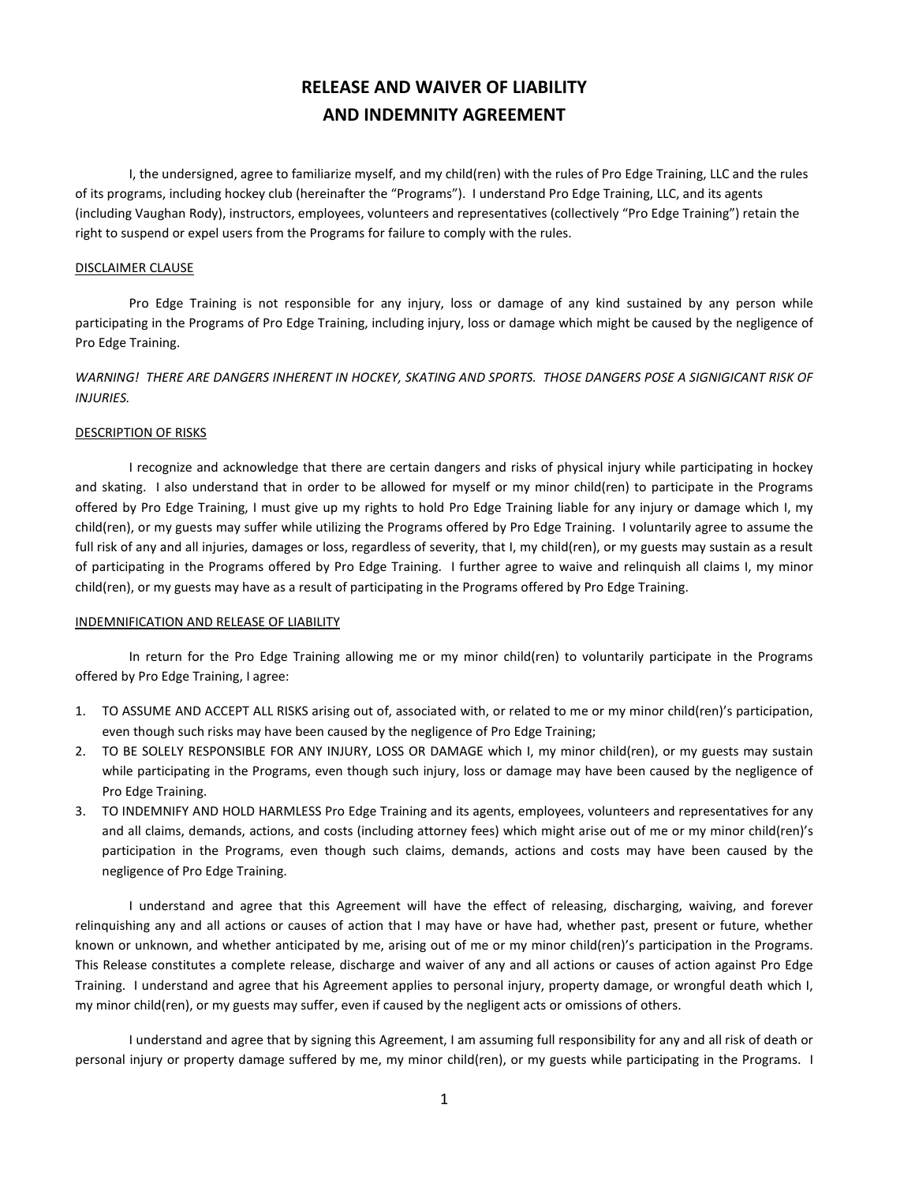# RELEASE AND WAIVER OF LIABILITY AND INDEMNITY AGREEMENT

I, the undersigned, agree to familiarize myself, and my child(ren) with the rules of Pro Edge Training, LLC and the rules of its programs, including hockey club (hereinafter the "Programs"). I understand Pro Edge Training, LLC, and its agents (including Vaughan Rody), instructors, employees, volunteers and representatives (collectively "Pro Edge Training") retain the right to suspend or expel users from the Programs for failure to comply with the rules.

<u>DISCLAIMER CLAUSE</u>

Pro Edge Training is not responsible for any injury, loss or damage of any kind sustained by any person while participating in the Programs of Pro Edge Training, including injury, loss or damage which might be caused by the negligence of Pro Edge Training.

*WARNING! THERE ARE DANGERS INHERENT IN HOCKEY, SKATING AND SPORTS. THOSE DANGERS POSE A SIGNIGICANT RISK OF INJURIES.*

<u>DESCRIPTION OF RISKS</u>

I recognize and acknowledge that there are certain dangers and risks of physical injury while participating in hockey and skating. I also understand that in order to be allowed for myself or my minor child(ren) to participate in the Programs offered by Pro Edge Training, I must give up my rights to hold Pro Edge Training liable for any injury or damage which I, my child(ren), or my guests may suffer while utilizing the Programs offered by Pro Edge Training. I voluntarily agree to assume the full risk of any and all injuries, damages or loss, regardless of severity, that I, my child(ren), or my guests may sustain as a result of participating in the Programs offered by Pro Edge Training. I further agree to waive and relinquish all claims I, my minor child(ren), or my guests may have as a result of participating in the Programs offered by Pro Edge Training.

<u>INDEMNIFICATION AND RELEASE OF LIABILITY</u>

In return for the Pro Edge Training allowing me or my minor child(ren) to voluntarily participate in the Programs offered by Pro Edge Training, I agree:

1. TO ASSUME AND ACCEPT ALL RISKS arising out of, associated with, or related to me or my minor child(ren)'s participation, even though such risks may have been caused by the negligence of Pro Edge Training;
2. TO BE SOLELY RESPONSIBLE FOR ANY INJURY, LOSS OR DAMAGE which I, my minor child(ren), or my guests may sustain while participating in the Programs, even though such injury, loss or damage may have been caused by the negligence of Pro Edge Training.
3. TO INDEMNIFY AND HOLD HARMLESS Pro Edge Training and its agents, employees, volunteers and representatives for any and all claims, demands, actions, and costs (including attorney fees) which might arise out of me or my minor child(ren)'s participation in the Programs, even though such claims, demands, actions and costs may have been caused by the negligence of Pro Edge Training.

I understand and agree that this Agreement will have the effect of releasing, discharging, waiving, and forever relinquishing any and all actions or causes of action that I may have or have had, whether past, present or future, whether known or unknown, and whether anticipated by me, arising out of me or my minor child(ren)'s participation in the Programs. This Release constitutes a complete release, discharge and waiver of any and all actions or causes of action against Pro Edge Training. I understand and agree that his Agreement applies to personal injury, property damage, or wrongful death which I, my minor child(ren), or my guests may suffer, even if caused by the negligent acts or omissions of others.

I understand and agree that by signing this Agreement, I am assuming full responsibility for any and all risk of death or personal injury or property damage suffered by me, my minor child(ren), or my guests while participating in the Programs. I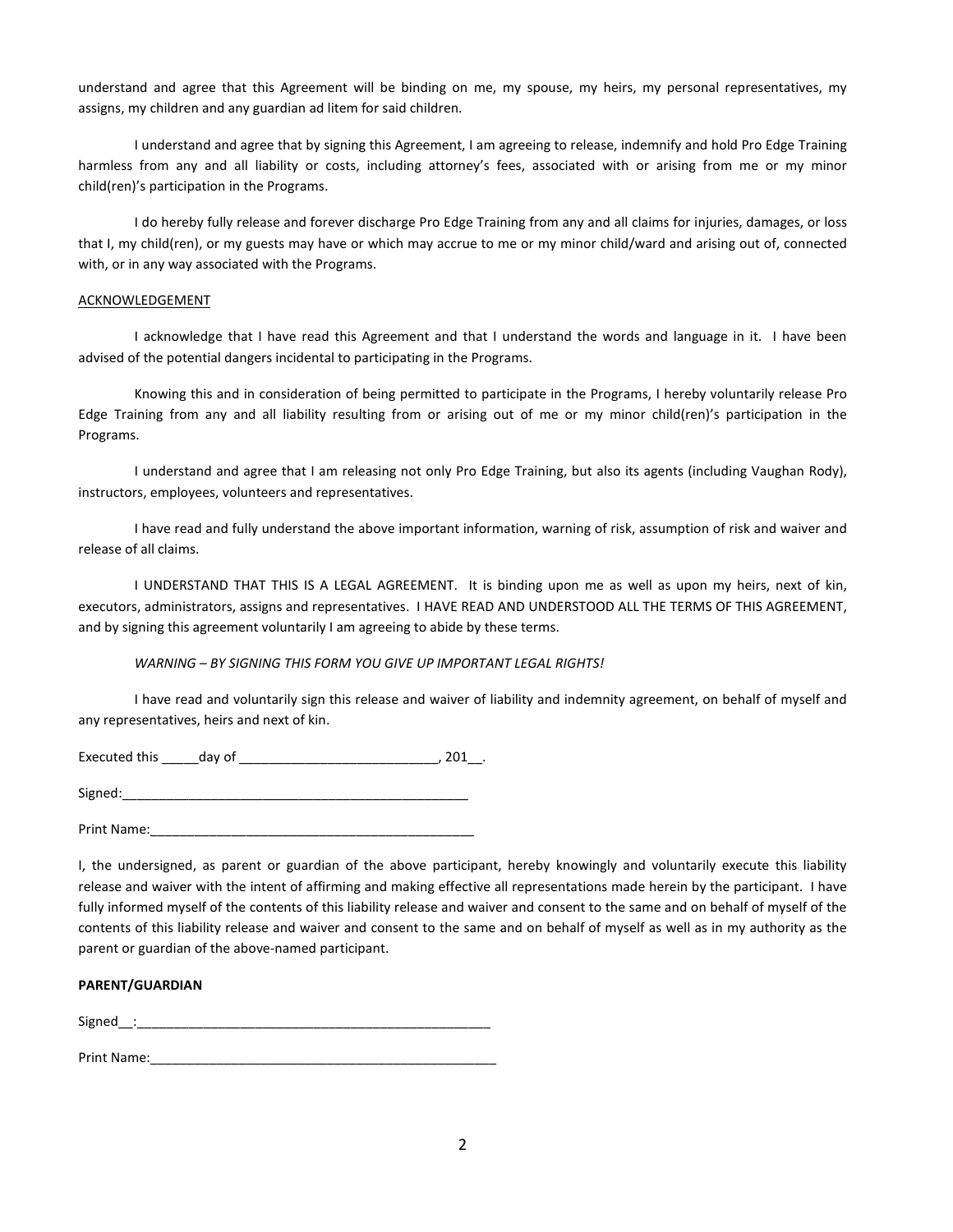understand and agree that this Agreement will be binding on me, my spouse, my heirs, my personal representatives, my assigns, my children and any guardian ad litem for said children.

I understand and agree that by signing this Agreement, I am agreeing to release, indemnify and hold Pro Edge Training harmless from any and all liability or costs, including attorney's fees, associated with or arising from me or my minor child(ren)'s participation in the Programs.

I do hereby fully release and forever discharge Pro Edge Training from any and all claims for injuries, damages, or loss that I, my child(ren), or my guests may have or which may accrue to me or my minor child/ward and arising out of, connected with, or in any way associated with the Programs.

ACKNOWLEDGEMENT

I acknowledge that I have read this Agreement and that I understand the words and language in it. I have been advised of the potential dangers incidental to participating in the Programs.

Knowing this and in consideration of being permitted to participate in the Programs, I hereby voluntarily release Pro Edge Training from any and all liability resulting from or arising out of me or my minor child(ren)'s participation in the Programs.

I understand and agree that I am releasing not only Pro Edge Training, but also its agents (including Vaughan Rody), instructors, employees, volunteers and representatives.

I have read and fully understand the above important information, warning of risk, assumption of risk and waiver and release of all claims.

I UNDERSTAND THAT THIS IS A LEGAL AGREEMENT. It is binding upon me as well as upon my heirs, next of kin, executors, administrators, assigns and representatives. I HAVE READ AND UNDERSTOOD ALL THE TERMS OF THIS AGREEMENT, and by signing this agreement voluntarily I am agreeing to abide by these terms.

*WARNING – BY SIGNING THIS FORM YOU GIVE UP IMPORTANT LEGAL RIGHTS!*

I have read and voluntarily sign this release and waiver of liability and indemnity agreement, on behalf of myself and any representatives, heirs and next of kin.

Executed this _____day of ___________________________, 201__.

Signed:_________________________________________________

Print Name:_____________________________________________

I, the undersigned, as parent or guardian of the above participant, hereby knowingly and voluntarily execute this liability release and waiver with the intent of affirming and making effective all representations made herein by the participant. I have fully informed myself of the contents of this liability release and waiver and consent to the same and on behalf of myself of the contents of this liability release and waiver and consent to the same and on behalf of myself as well as in my authority as the parent or guardian of the above-named participant.

**PARENT/GUARDIAN**

Signed__:_________________________________________________

Print Name:_________________________________________________